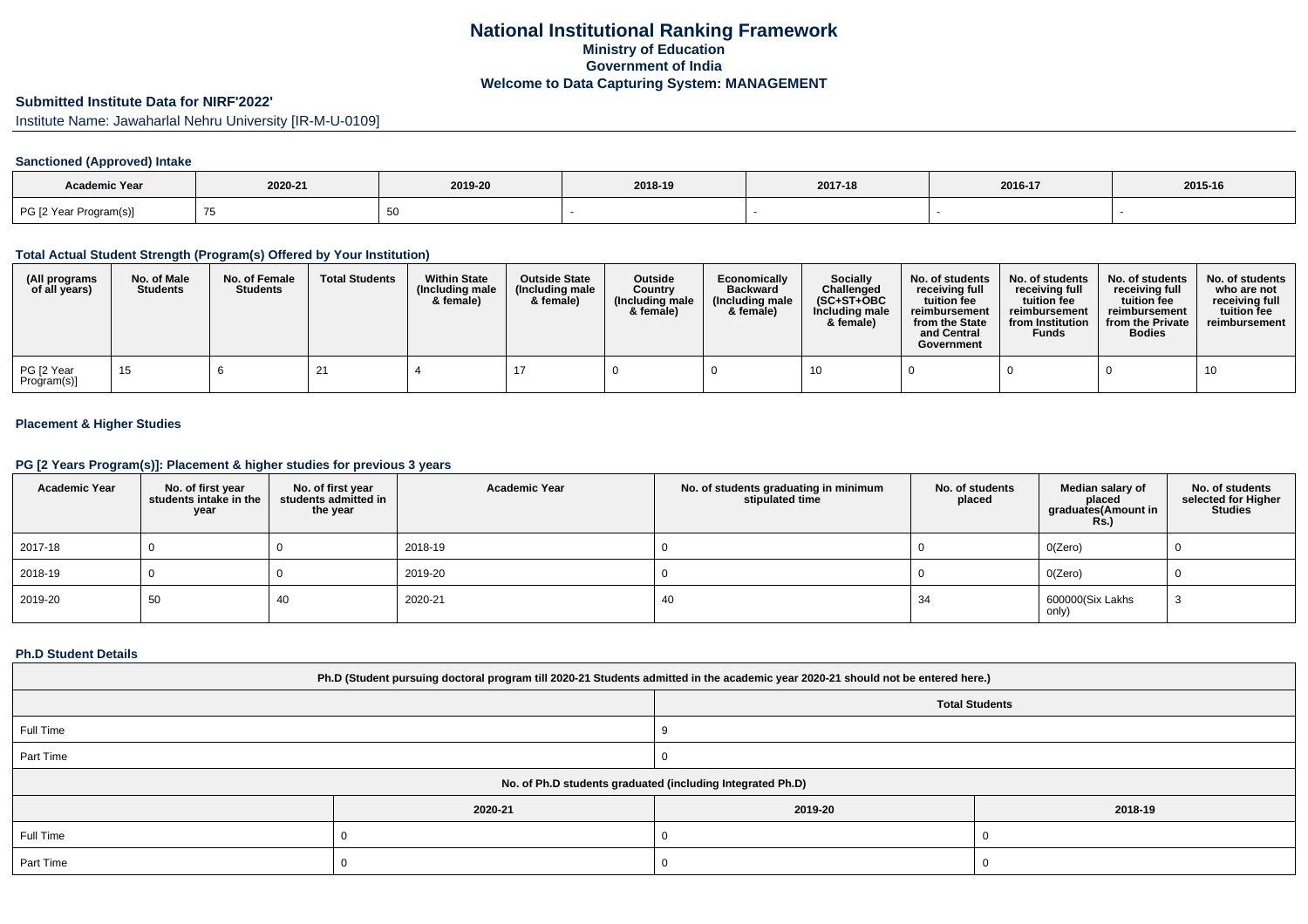# National Institutional Ranking Framework
## Ministry of Education
## Government of India
## Welcome to Data Capturing System: MANAGEMENT

### Submitted Institute Data for NIRF'2022'

Institute Name: Jawaharlal Nehru University [IR-M-U-0109]

#### Sanctioned (Approved) Intake

| Academic Year | 2020-21 | 2019-20 | 2018-19 | 2017-18 | 2016-17 | 2015-16 |
|---|---|---|---|---|---|---|
| PG [2 Year Program(s)] | 75 | 50 | - | - | - | - |

#### Total Actual Student Strength (Program(s) Offered by Your Institution)

| (All programs of all years) | No. of Male Students | No. of Female Students | Total Students | Within State (Including male & female) | Outside State (Including male & female) | Outside Country (Including male & female) | Economically Backward (Including male & female) | Socially Challenged (SC+ST+OBC Including male & female) | No. of students receiving full tuition fee reimbursement from the State and Central Government | No. of students receiving full tuition fee reimbursement from Institution Funds | No. of students receiving full tuition fee reimbursement from the Private Bodies | No. of students who are not receiving full tuition fee reimbursement |
|---|---|---|---|---|---|---|---|---|---|---|---|---|
| PG [2 Year Program(s)] | 15 | 6 | 21 | 4 | 17 | 0 | 0 | 10 | 0 | 0 | 0 | 10 |

#### Placement & Higher Studies

#### PG [2 Years Program(s)]: Placement & higher studies for previous 3 years

| Academic Year | No. of first year students intake in the year | No. of first year students admitted in the year | Academic Year | No. of students graduating in minimum stipulated time | No. of students placed | Median salary of placed graduates(Amount in Rs.) | No. of students selected for Higher Studies |
|---|---|---|---|---|---|---|---|
| 2017-18 | 0 | 0 | 2018-19 | 0 | 0 | 0(Zero) | 0 |
| 2018-19 | 0 | 0 | 2019-20 | 0 | 0 | 0(Zero) | 0 |
| 2019-20 | 50 | 40 | 2020-21 | 40 | 34 | 600000(Six Lakhs only) | 3 |

#### Ph.D Student Details

| Ph.D (Student pursuing doctoral program till 2020-21 Students admitted in the academic year 2020-21 should not be entered here.) | |
|---|---|
| | Total Students |
| Full Time | 9 |
| Part Time | 0 |

| No. of Ph.D students graduated (including Integrated Ph.D) | | | |
|---|---|---|---|
| | 2020-21 | 2019-20 | 2018-19 |
| Full Time | 0 | 0 | 0 |
| Part Time | 0 | 0 | 0 |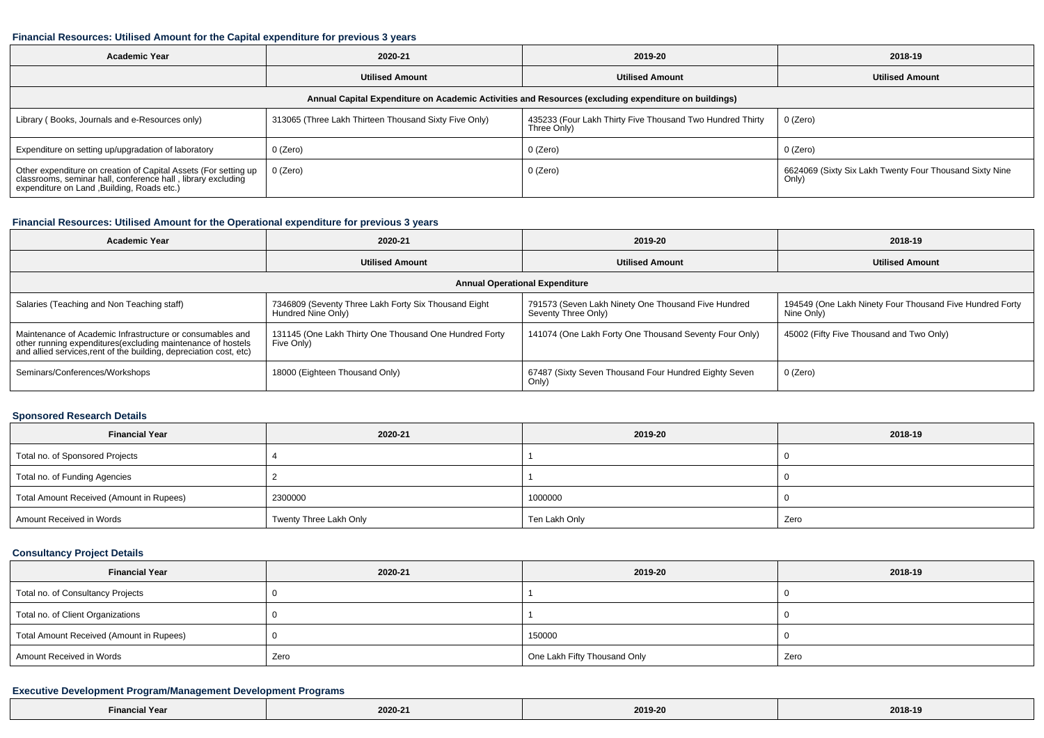### Financial Resources: Utilised Amount for the Capital expenditure for previous 3 years

| Academic Year | 2020-21 | 2019-20 | 2018-19 |
|---|---|---|---|
| | Utilised Amount | Utilised Amount | Utilised Amount |
| Annual Capital Expenditure on Academic Activities and Resources (excluding expenditure on buildings) | | | |
| Library ( Books, Journals and e-Resources only) | 313065 (Three Lakh Thirteen Thousand Sixty Five Only) | 435233 (Four Lakh Thirty Five Thousand Two Hundred Thirty Three Only) | 0 (Zero) |
| Expenditure on setting up/upgradation of laboratory | 0 (Zero) | 0 (Zero) | 0 (Zero) |
| Other expenditure on creation of Capital Assets (For setting up classrooms, seminar hall, conference hall , library excluding expenditure on Land ,Building, Roads etc.) | 0 (Zero) | 0 (Zero) | 6624069 (Sixty Six Lakh Twenty Four Thousand Sixty Nine Only) |

### Financial Resources: Utilised Amount for the Operational expenditure for previous 3 years

| Academic Year | 2020-21 | 2019-20 | 2018-19 |
|---|---|---|---|
| | Utilised Amount | Utilised Amount | Utilised Amount |
| Annual Operational Expenditure | | | |
| Salaries (Teaching and Non Teaching staff) | 7346809 (Seventy Three Lakh Forty Six Thousand Eight Hundred Nine Only) | 791573 (Seven Lakh Ninety One Thousand Five Hundred Seventy Three Only) | 194549 (One Lakh Ninety Four Thousand Five Hundred Forty Nine Only) |
| Maintenance of Academic Infrastructure or consumables and other running expenditures(excluding maintenance of hostels and allied services,rent of the building, depreciation cost, etc) | 131145 (One Lakh Thirty One Thousand One Hundred Forty Five Only) | 141074 (One Lakh Forty One Thousand Seventy Four Only) | 45002 (Fifty Five Thousand and Two Only) |
| Seminars/Conferences/Workshops | 18000 (Eighteen Thousand Only) | 67487 (Sixty Seven Thousand Four Hundred Eighty Seven Only) | 0 (Zero) |

### Sponsored Research Details

| Financial Year | 2020-21 | 2019-20 | 2018-19 |
|---|---|---|---|
| Total no. of Sponsored Projects | 4 | 1 | 0 |
| Total no. of Funding Agencies | 2 | 1 | 0 |
| Total Amount Received (Amount in Rupees) | 2300000 | 1000000 | 0 |
| Amount Received in Words | Twenty Three Lakh Only | Ten Lakh Only | Zero |

### Consultancy Project Details

| Financial Year | 2020-21 | 2019-20 | 2018-19 |
|---|---|---|---|
| Total no. of Consultancy Projects | 0 | 1 | 0 |
| Total no. of Client Organizations | 0 | 1 | 0 |
| Total Amount Received (Amount in Rupees) | 0 | 150000 | 0 |
| Amount Received in Words | Zero | One Lakh Fifty Thousand Only | Zero |

### Executive Development Program/Management Development Programs

| Financial Year | 2020-21 | 2019-20 | 2018-19 |
|---|---|---|---|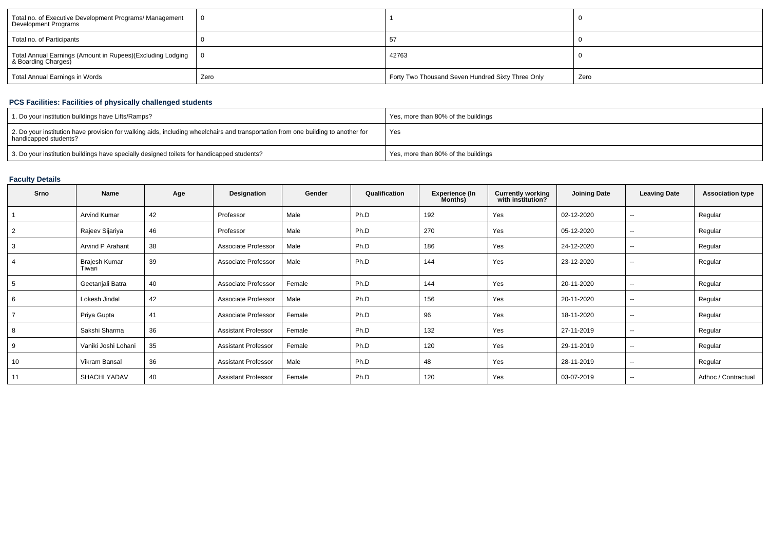| | | | |
|---|---|---|---|
| Total no. of Executive Development Programs/ Management Development Programs | 0 | 1 | 0 |
| Total no. of Participants | 0 | 57 | 0 |
| Total Annual Earnings (Amount in Rupees)(Excluding Lodging & Boarding Charges) | 0 | 42763 | 0 |
| Total Annual Earnings in Words | Zero | Forty Two Thousand Seven Hundred Sixty Three Only | Zero |

### PCS Facilities: Facilities of physically challenged students

| | |
|---|---|
| 1. Do your institution buildings have Lifts/Ramps? | Yes, more than 80% of the buildings |
| 2. Do your institution have provision for walking aids, including wheelchairs and transportation from one building to another for handicapped students? | Yes |
| 3. Do your institution buildings have specially designed toilets for handicapped students? | Yes, more than 80% of the buildings |

### Faculty Details

| Srno | Name | Age | Designation | Gender | Qualification | Experience (In Months) | Currently working with institution? | Joining Date | Leaving Date | Association type |
|---|---|---|---|---|---|---|---|---|---|---|
| 1 | Arvind Kumar | 42 | Professor | Male | Ph.D | 192 | Yes | 02-12-2020 | -- | Regular |
| 2 | Rajeev Sijariya | 46 | Professor | Male | Ph.D | 270 | Yes | 05-12-2020 | -- | Regular |
| 3 | Arvind P Arahant | 38 | Associate Professor | Male | Ph.D | 186 | Yes | 24-12-2020 | -- | Regular |
| 4 | Brajesh Kumar Tiwari | 39 | Associate Professor | Male | Ph.D | 144 | Yes | 23-12-2020 | -- | Regular |
| 5 | Geetanjali Batra | 40 | Associate Professor | Female | Ph.D | 144 | Yes | 20-11-2020 | -- | Regular |
| 6 | Lokesh Jindal | 42 | Associate Professor | Male | Ph.D | 156 | Yes | 20-11-2020 | -- | Regular |
| 7 | Priya Gupta | 41 | Associate Professor | Female | Ph.D | 96 | Yes | 18-11-2020 | -- | Regular |
| 8 | Sakshi Sharma | 36 | Assistant Professor | Female | Ph.D | 132 | Yes | 27-11-2019 | -- | Regular |
| 9 | Vaniki Joshi Lohani | 35 | Assistant Professor | Female | Ph.D | 120 | Yes | 29-11-2019 | -- | Regular |
| 10 | Vikram Bansal | 36 | Assistant Professor | Male | Ph.D | 48 | Yes | 28-11-2019 | -- | Regular |
| 11 | SHACHI YADAV | 40 | Assistant Professor | Female | Ph.D | 120 | Yes | 03-07-2019 | -- | Adhoc / Contractual |